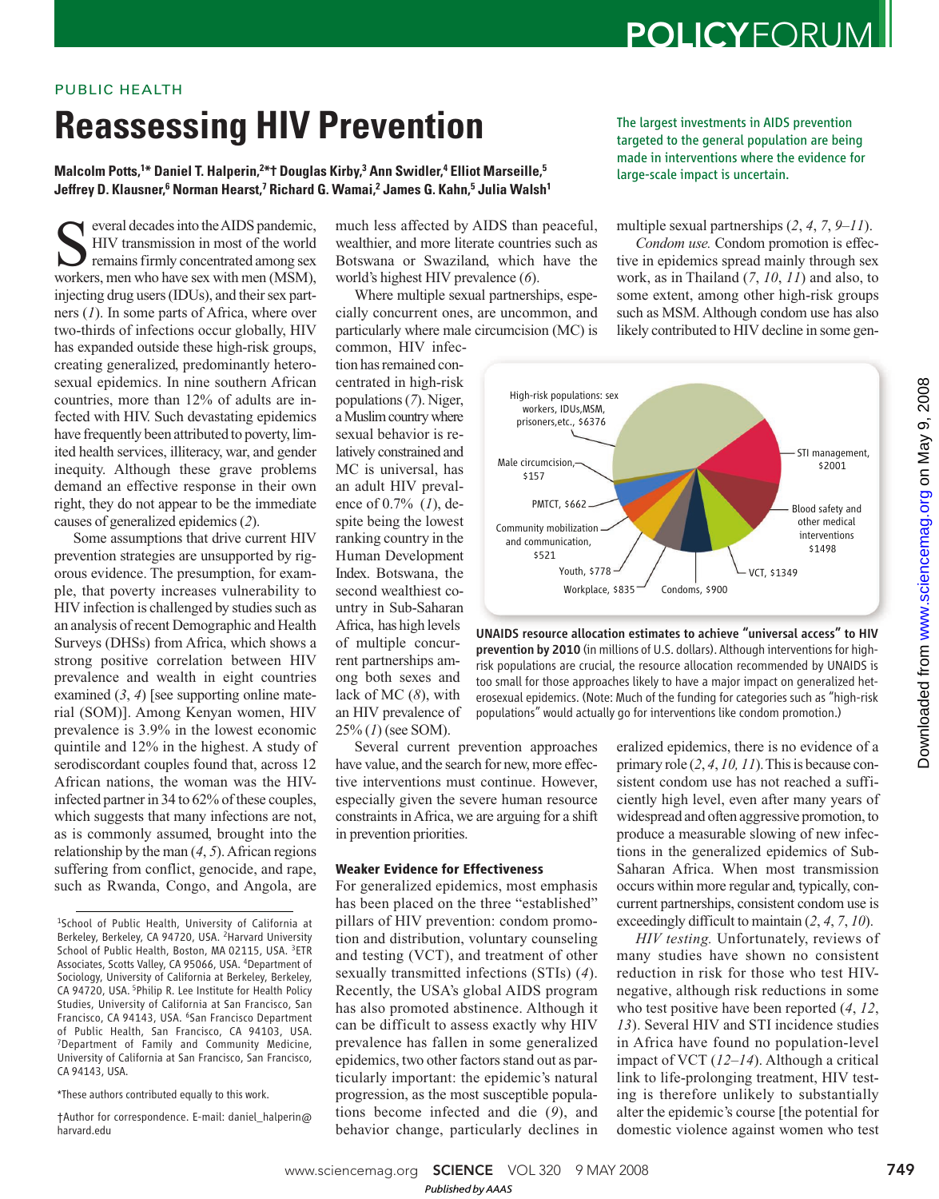PUBLIC HEALTH

# Reassessing HIV Prevention

**Malcolm Potts,[1]* Daniel T. Halperin,[2]*† Douglas Kirby,[3] Ann Swidler,[4] Elliot Marseille,[5] Jeffrey D. Klausner,[6] Norman Hearst,[7] Richard G. Wamai,[2] James G. Kahn,[5] Julia Walsh[1]**

The largest investments in AIDS prevention targeted to the general population are being made in interventions where the evidence for large-scale impact is uncertain.

Several decades into the AIDS pandemic, HIV transmission in most of the world remains firmly concentrated among sex workers, men who have sex with men (MSM), injecting drug users (IDUs), and their sex partners (*1*). In some parts of Africa, where over two-thirds of infections occur globally, HIV has expanded outside these high-risk groups, creating generalized, predominantly heterosexual epidemics. In nine southern African countries, more than 12% of adults are infected with HIV. Such devastating epidemics have frequently been attributed to poverty, limited health services, illiteracy, war, and gender inequity. Although these grave problems demand an effective response in their own right, they do not appear to be the immediate causes of generalized epidemics (*2*).

Some assumptions that drive current HIV prevention strategies are unsupported by rigorous evidence. The presumption, for example, that poverty increases vulnerability to HIV infection is challenged by studies such as an analysis of recent Demographic and Health Surveys (DHSs) from Africa, which shows a strong positive correlation between HIV prevalence and wealth in eight countries examined (*3*, *4*) [see supporting online material (SOM)]. Among Kenyan women, HIV prevalence is 3.9% in the lowest economic quintile and 12% in the highest. A study of serodiscordant couples found that, across 12 African nations, the woman was the HIV-infected partner in 34 to 62% of these couples, which suggests that many infections are not, as is commonly assumed, brought into the relationship by the man (*4*, *5*). African regions suffering from conflict, genocide, and rape, such as Rwanda, Congo, and Angola, are much less affected by AIDS than peaceful, wealthier, and more literate countries such as Botswana or Swaziland, which have the world's highest HIV prevalence (*6*).

Where multiple sexual partnerships, especially concurrent ones, are uncommon, and particularly where male circumcision (MC) is common, HIV infection has remained concentrated in high-risk populations (*7*). Niger, a Muslim country where sexual behavior is relatively constrained and MC is universal, has an adult HIV prevalence of 0.7% (*1*), despite being the lowest ranking country in the Human Development Index. Botswana, the second wealthiest country in Sub-Saharan Africa, has high levels of multiple concurrent partnerships among both sexes and lack of MC (*8*), with an HIV prevalence of 25% (*1*) (see SOM).

Several current prevention approaches have value, and the search for new, more effective interventions must continue. However, especially given the severe human resource constraints in Africa, we are arguing for a shift in prevention priorities.

### Weaker Evidence for Effectiveness

For generalized epidemics, most emphasis has been placed on the three "established" pillars of HIV prevention: condom promotion and distribution, voluntary counseling and testing (VCT), and treatment of other sexually transmitted infections (STIs) (*4*). Recently, the USA's global AIDS program has also promoted abstinence. Although it can be difficult to assess exactly why HIV prevalence has fallen in some generalized epidemics, two other factors stand out as particularly important: the epidemic's natural progression, as the most susceptible populations become infected and die (*9*), and behavior change, particularly declines in multiple sexual partnerships (*2*, *4*, *7*, *9*–*11*).

*Condom use.* Condom promotion is effective in epidemics spread mainly through sex work, as in Thailand (*7*, *10*, *11*) and also, to some extent, among other high-risk groups such as MSM. Although condom use has also likely contributed to HIV decline in some generalized epidemics, there is no evidence of a primary role (*2*, *4*, *10*, *11*). This is because consistent condom use has not reached a sufficiently high level, even after many years of widespread and often aggressive promotion, to produce a measurable slowing of new infections in the generalized epidemics of Sub-Saharan Africa. When most transmission occurs within more regular and, typically, concurrent partnerships, consistent condom use is exceedingly difficult to maintain (*2*, *4*, *7*, *10*).

| Category | Amount (millions US$) |
|---|---|
| High-risk populations: sex workers, IDUs, MSM, prisoners, etc. | $6376 |
| STI management | $2001 |
| Blood safety and other medical interventions | $1498 |
| VCT | $1349 |
| Condoms | $900 |
| Workplace | $835 |
| Youth | $778 |
| PMTCT | $662 |
| Community mobilization and communication | $521 |
| Male circumcision | $157 |

**UNAIDS resource allocation estimates to achieve "universal access" to HIV prevention by 2010** (in millions of U.S. dollars). Although interventions for high-risk populations are crucial, the resource allocation recommended by UNAIDS is too small for those approaches likely to have a major impact on generalized heterosexual epidemics. (Note: Much of the funding for categories such as "high-risk populations" would actually go for interventions like condom promotion.)

*HIV testing.* Unfortunately, reviews of many studies have shown no consistent reduction in risk for those who test HIV-negative, although risk reductions in some who test positive have been reported (*4*, *12*, *13*). Several HIV and STI incidence studies in Africa have found no population-level impact of VCT (*12*–*14*). Although a critical link to life-prolonging treatment, HIV testing is therefore unlikely to substantially alter the epidemic's course [the potential for domestic violence against women who test

[1]School of Public Health, University of California at Berkeley, Berkeley, CA 94720, USA. [2]Harvard University School of Public Health, Boston, MA 02115, USA. [3]ETR Associates, Scotts Valley, CA 95066, USA. [4]Department of Sociology, University of California at Berkeley, Berkeley, CA 94720, USA. [5]Philip R. Lee Institute for Health Policy Studies, University of California at San Francisco, San Francisco, CA 94143, USA. [6]San Francisco Department of Public Health, San Francisco, CA 94103, USA. [7]Department of Family and Community Medicine, University of California at San Francisco, San Francisco, CA 94143, USA.

*These authors contributed equally to this work.

†Author for correspondence. E-mail: daniel_halperin@harvard.edu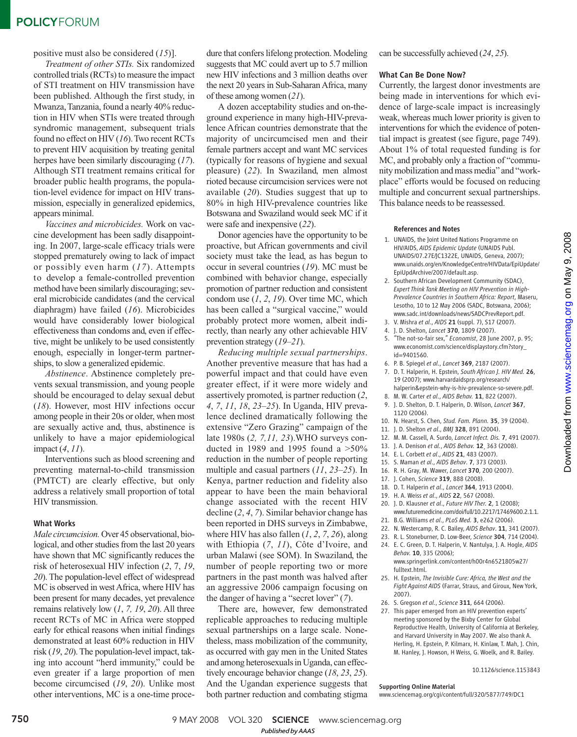positive must also be considered (*15*)].

*Treatment of other STIs.* Six randomized controlled trials (RCTs) to measure the impact of STI treatment on HIV transmission have been published. Although the first study, in Mwanza, Tanzania, found a nearly 40% reduction in HIV when STIs were treated through syndromic management, subsequent trials found no effect on HIV (*16*). Two recent RCTs to prevent HIV acquisition by treating genital herpes have been similarly discouraging (*17*). Although STI treatment remains critical for broader public health programs, the population-level evidence for impact on HIV transmission, especially in generalized epidemics, appears minimal.

*Vaccines and microbicides.* Work on vaccine development has been sadly disappointing. In 2007, large-scale efficacy trials were stopped prematurely owing to lack of impact or possibly even harm (*17*). Attempts to develop a female-controlled prevention method have been similarly discouraging; several microbicide candidates (and the cervical diaphragm) have failed (*16*). Microbicides would have considerably lower biological effectiveness than condoms and, even if effective, might be unlikely to be used consistently enough, especially in longer-term partnerships, to slow a generalized epidemic.

*Abstinence*. Abstinence completely prevents sexual transmission, and young people should be encouraged to delay sexual debut (*18*). However, most HIV infections occur among people in their 20s or older, when most are sexually active and, thus, abstinence is unlikely to have a major epidemiological impact (*4*, *11*).

Interventions such as blood screening and preventing maternal-to-child transmission (PMTCT) are clearly effective, but only address a relatively small proportion of total HIV transmission.

### What Works

*Male circumcision.* Over 45 observational, biological, and other studies from the last 20 years have shown that MC significantly reduces the risk of heterosexual HIV infection (*2*, 7, *19*, *20*). The population-level effect of widespread MC is observed in west Africa, where HIV has been present for many decades, yet prevalence remains relatively low (*1*, *7, 19*, *20*). All three recent RCTs of MC in Africa were stopped early for ethical reasons when initial findings demonstrated at least 60% reduction in HIV risk (*19*, *20*). The population-level impact, taking into account "herd immunity," could be even greater if a large proportion of men become circumcised (*19*, *20*). Unlike most other interventions, MC is a one-time procedure that confers lifelong protection. Modeling suggests that MC could avert up to 5.7 million new HIV infections and 3 million deaths over the next 20 years in Sub-Saharan Africa, many of these among women (*21*).

A dozen acceptability studies and on-the-ground experience in many high-HIV-prevalence African countries demonstrate that the majority of uncircumcised men and their female partners accept and want MC services (typically for reasons of hygiene and sexual pleasure) (*22*). In Swaziland, men almost rioted because circumcision services were not available (*20*). Studies suggest that up to 80% in high HIV-prevalence countries like Botswana and Swaziland would seek MC if it were safe and inexpensive (*22*).

Donor agencies have the opportunity to be proactive, but African governments and civil society must take the lead, as has begun to occur in several countries (*19*). MC must be combined with behavior change, especially promotion of partner reduction and consistent condom use (*1*, *2*, *19*). Over time MC, which has been called a "surgical vaccine," would probably protect more women, albeit indirectly, than nearly any other achievable HIV prevention strategy (*19*–*21*).

*Reducing multiple sexual partnerships*. Another preventive measure that has had a powerful impact and that could have even greater effect, if it were more widely and assertively promoted, is partner reduction (*2*, *4*, *7*, *11*, *18*, *23*–*25*). In Uganda, HIV prevalence declined dramatically following the extensive "Zero Grazing" campaign of the late 1980s (*2, 7,11, 23*).WHO surveys conducted in 1989 and 1995 found a >50% reduction in the number of people reporting multiple and casual partners (*11*, *23*–*25*). In Kenya, partner reduction and fidelity also appear to have been the main behavioral change associated with the recent HIV decline (*2*, *4*, *7*). Similar behavior change has been reported in DHS surveys in Zimbabwe, where HIV has also fallen (*1*, *2*, *7*, *26*), along with Ethiopia (*7*, *11*), Côte d'Ivoire, and urban Malawi (see SOM). In Swaziland, the number of people reporting two or more partners in the past month was halved after an aggressive 2006 campaign focusing on the danger of having a "secret lover" (*7*).

There are, however, few demonstrated replicable approaches to reducing multiple sexual partnerships on a large scale. Nonetheless, mass mobilization of the community, as occurred with gay men in the United States and among heterosexuals in Uganda, can effectively encourage behavior change (*18*, *23*, *25*). And the Ugandan experience suggests that both partner reduction and combating stigma can be successfully achieved (*24*, *25*).

### What Can Be Done Now?

Currently, the largest donor investments are being made in interventions for which evidence of large-scale impact is increasingly weak, whereas much lower priority is given to interventions for which the evidence of potential impact is greatest (see figure, page 749). About 1% of total requested funding is for MC, and probably only a fraction of "community mobilization and mass media" and "workplace" efforts would be focused on reducing multiple and concurrent sexual partnerships. This balance needs to be reassessed.

### References and Notes

1. UNAIDS, the Joint United Nations Programme on HIV/AIDS, *AIDS Epidemic Update* (UNAIDS Publ. UNAIDS/07.27E/JC1322E, UNAIDS, Geneva, 2007); www.unaids.org/en/KnowledgeCentre/HIVData/EpiUpdate/EpiUpdArchive/2007/default.asp.
2. Southern African Development Community (SADC), *Expert Think Tank Meeting on HIV Prevention in High-Prevalence Countries in Southern Africa: Report*, Maseru, Lesotho, 10 to 12 May 2006 (SADC, Botswana, 2006); www.sadc.int/downloads/news/SADCPrevReport.pdf.
3. V. Mishra *et al*., *AIDS* **21** (suppl. 7), S17 (2007).
4. J. D. Shelton, *Lancet* **370**, 1809 (2007).
5. "The not-so-fair sex," *Economist*, 28 June 2007, p. 95; www.economist.com/science/displaystory.cfm?story_id=9401560.
6. P. B. Spiegel *et al*., *Lancet* **369**, 2187 (2007).
7. D. T. Halperin, H. Epstein, *South African J. HIV Med.* **26**, 19 (2007); www.harvardaidsprp.org/research/halperin&epstein-why-is-hiv-prevalence-so-severe.pdf.
8. M. W. Carter *et al*., *AIDS Behav.* **11**, 822 (2007).
9. J. D. Shelton, D. T. Halperin, D. Wilson, *Lancet* **367**, 1120 (2006).
10. N. Hearst, S. Chen, *Stud. Fam. Plann.* **35**, 39 (2004).
11. J. D. Shelton *et al*., *BMJ* **328**, 891 (2004).
12. M. M. Cassell, A. Surdo, *Lancet Infect. Dis.* **7**, 491 (2007).
13. J. A. Denison *et al*., *AIDS Behav.* **12**, 363 (2008).
14. E. L. Corbett *et al*., *AIDS* **21**, 483 (2007).
15. S. Maman *et al*., *AIDS Behav*. **7**, 373 (2003).
16. R. H. Gray, M. Wawer, *Lancet* **370**, 200 (2007).
17. J. Cohen, *Science* **319**, 888 (2008).
18. D. T. Halperin *et al*., *Lancet* **364**, 1913 (2004).
19. H. A. Weiss *et al*., *AIDS* **22**, 567 (2008).
20. J. D. Klausner *et al*., *Future HIV Ther.* **2**, 1 (2008); www.futuremedicine.com/doi/full/10.2217/17469600.2.1.1.
21. B.G. Williams *et al*., *PLoS Med.* **3**, e262 (2006).
22. N. Westercamp, R. C. Bailey, *AIDS Behav*. **11**, 341 (2007).
23. R. L. Stoneburner, D. Low-Beer, *Science* **304**, 714 (2004).
24. E. C. Green, D. T. Halperin, V. Nantulya, J. A. Hogle, *AIDS Behav.* **10**, 335 (2006); www.springerlink.com/content/h00r4n6521805w27/fulltext.html.
25. H. Epstein, *The Invisible Cure: Africa, the West and the Fight Against AIDS* (Farrar, Straus, and Giroux, New York, 2007).
26. S. Gregson *et al*., *Science* **311**, 664 (2006).
27. This paper emerged from an HIV prevention experts' meeting sponsored by the Bixby Center for Global Reproductive Health, University of California at Berkeley, and Harvard University in May 2007. We also thank A. Herling, H. Epstein, P. Kilmarx, H. Kinlaw, T. Mah, J. Chin, M. Hanley, J. Howson, H Weiss, G. Woelk, and R. Bailey.

10.1126/science.1153843

**Supporting Online Material**
www.sciencemag.org/cgi/content/full/320/5877/749/DC1